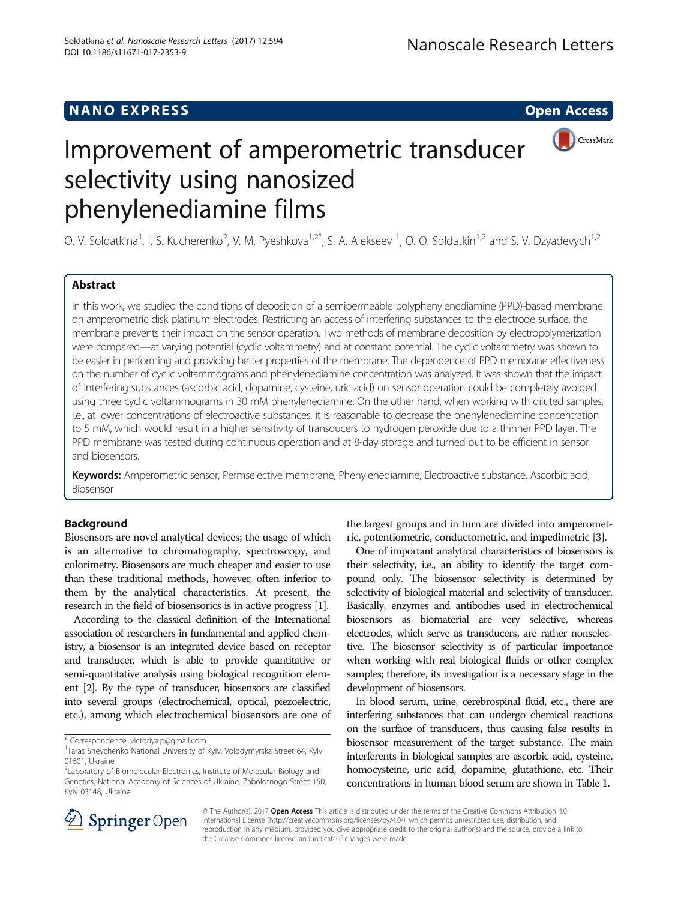## NANO EXPRESS

**Open Access**

# Improvement of amperometric transducer selectivity using nanosized phenylenediamine films

O. V. Soldatkina[1], I. S. Kucherenko[2], V. M. Pyeshkova[1,2*], S. A. Alekseev [1], O. O. Soldatkin[1,2] and S. V. Dzyadevych[1,2]

### Abstract

In this work, we studied the conditions of deposition of a semipermeable polyphenylenediamine (PPD)-based membrane on amperometric disk platinum electrodes. Restricting an access of interfering substances to the electrode surface, the membrane prevents their impact on the sensor operation. Two methods of membrane deposition by electropolymerization were compared—at varying potential (cyclic voltammetry) and at constant potential. The cyclic voltammetry was shown to be easier in performing and providing better properties of the membrane. The dependence of PPD membrane effectiveness on the number of cyclic voltammograms and phenylenediamine concentration was analyzed. It was shown that the impact of interfering substances (ascorbic acid, dopamine, cysteine, uric acid) on sensor operation could be completely avoided using three cyclic voltammograms in 30 mM phenylenediamine. On the other hand, when working with diluted samples, i.e., at lower concentrations of electroactive substances, it is reasonable to decrease the phenylenediamine concentration to 5 mM, which would result in a higher sensitivity of transducers to hydrogen peroxide due to a thinner PPD layer. The PPD membrane was tested during continuous operation and at 8-day storage and turned out to be efficient in sensor and biosensors.

**Keywords:** Amperometric sensor, Permselective membrane, Phenylenediamine, Electroactive substance, Ascorbic acid, Biosensor

## Background

Biosensors are novel analytical devices; the usage of which is an alternative to chromatography, spectroscopy, and colorimetry. Biosensors are much cheaper and easier to use than these traditional methods, however, often inferior to them by the analytical characteristics. At present, the research in the field of biosensorics is in active progress [1].

According to the classical definition of the International association of researchers in fundamental and applied chemistry, a biosensor is an integrated device based on receptor and transducer, which is able to provide quantitative or semi-quantitative analysis using biological recognition element [2]. By the type of transducer, biosensors are classified into several groups (electrochemical, optical, piezoelectric, etc.), among which electrochemical biosensors are one of the largest groups and in turn are divided into amperometric, potentiometric, conductometric, and impedimetric [3].

One of important analytical characteristics of biosensors is their selectivity, i.e., an ability to identify the target compound only. The biosensor selectivity is determined by selectivity of biological material and selectivity of transducer. Basically, enzymes and antibodies used in electrochemical biosensors as biomaterial are very selective, whereas electrodes, which serve as transducers, are rather nonselective. The biosensor selectivity is of particular importance when working with real biological fluids or other complex samples; therefore, its investigation is a necessary stage in the development of biosensors.

In blood serum, urine, cerebrospinal fluid, etc., there are interfering substances that can undergo chemical reactions on the surface of transducers, thus causing false results in biosensor measurement of the target substance. The main interferents in biological samples are ascorbic acid, cysteine, homocysteine, uric acid, dopamine, glutathione, etc. Their concentrations in human blood serum are shown in Table 1.

---

* Correspondence: victoriya.p@gmail.com
[1]Taras Shevchenko National University of Kyiv, Volodymyrska Street 64, Kyiv 01601, Ukraine
[2]Laboratory of Biomolecular Electronics, Institute of Molecular Biology and Genetics, National Academy of Sciences of Ukraine, Zabolotnogo Street 150, Kyiv 03148, Ukraine

© The Author(s). 2017 **Open Access** This article is distributed under the terms of the Creative Commons Attribution 4.0 International License (http://creativecommons.org/licenses/by/4.0/), which permits unrestricted use, distribution, and reproduction in any medium, provided you give appropriate credit to the original author(s) and the source, provide a link to the Creative Commons license, and indicate if changes were made.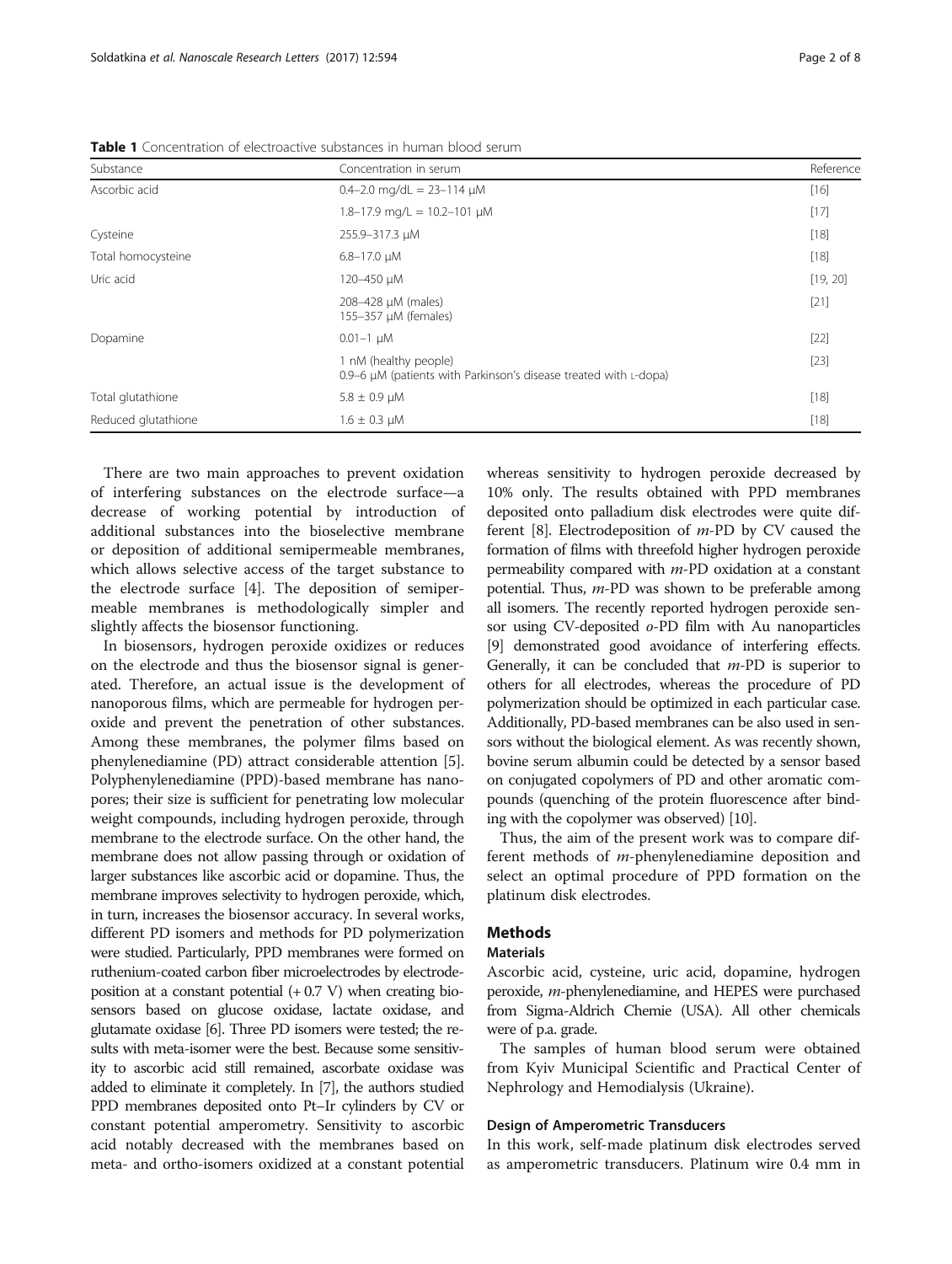**Table 1** Concentration of electroactive substances in human blood serum

| Substance | Concentration in serum | Reference |
|---|---|---|
| Ascorbic acid | 0.4–2.0 mg/dL = 23–114 μM | [16] |
| | 1.8–17.9 mg/L = 10.2–101 μM | [17] |
| Cysteine | 255.9–317.3 μM | [18] |
| Total homocysteine | 6.8–17.0 μM | [18] |
| Uric acid | 120–450 μM | [19, 20] |
| | 208–428 μM (males)<br>155–357 μM (females) | [21] |
| Dopamine | 0.01–1 μM | [22] |
| | 1 nM (healthy people)<br>0.9–6 μM (patients with Parkinson's disease treated with L-dopa) | [23] |
| Total glutathione | 5.8 ± 0.9 μM | [18] |
| Reduced glutathione | 1.6 ± 0.3 μM | [18] |

There are two main approaches to prevent oxidation of interfering substances on the electrode surface—a decrease of working potential by introduction of additional substances into the bioselective membrane or deposition of additional semipermeable membranes, which allows selective access of the target substance to the electrode surface [4]. The deposition of semipermeable membranes is methodologically simpler and slightly affects the biosensor functioning.

In biosensors, hydrogen peroxide oxidizes or reduces on the electrode and thus the biosensor signal is generated. Therefore, an actual issue is the development of nanoporous films, which are permeable for hydrogen peroxide and prevent the penetration of other substances. Among these membranes, the polymer films based on phenylenediamine (PD) attract considerable attention [5]. Polyphenylenediamine (PPD)-based membrane has nanopores; their size is sufficient for penetrating low molecular weight compounds, including hydrogen peroxide, through membrane to the electrode surface. On the other hand, the membrane does not allow passing through or oxidation of larger substances like ascorbic acid or dopamine. Thus, the membrane improves selectivity to hydrogen peroxide, which, in turn, increases the biosensor accuracy. In several works, different PD isomers and methods for PD polymerization were studied. Particularly, PPD membranes were formed on ruthenium-coated carbon fiber microelectrodes by electrodeposition at a constant potential (+ 0.7 V) when creating biosensors based on glucose oxidase, lactate oxidase, and glutamate oxidase [6]. Three PD isomers were tested; the results with meta-isomer were the best. Because some sensitivity to ascorbic acid still remained, ascorbate oxidase was added to eliminate it completely. In [7], the authors studied PPD membranes deposited onto Pt–Ir cylinders by CV or constant potential amperometry. Sensitivity to ascorbic acid notably decreased with the membranes based on meta- and ortho-isomers oxidized at a constant potential whereas sensitivity to hydrogen peroxide decreased by 10% only. The results obtained with PPD membranes deposited onto palladium disk electrodes were quite different [8]. Electrodeposition of *m*-PD by CV caused the formation of films with threefold higher hydrogen peroxide permeability compared with *m*-PD oxidation at a constant potential. Thus, *m*-PD was shown to be preferable among all isomers. The recently reported hydrogen peroxide sensor using CV-deposited *o*-PD film with Au nanoparticles [9] demonstrated good avoidance of interfering effects. Generally, it can be concluded that *m*-PD is superior to others for all electrodes, whereas the procedure of PD polymerization should be optimized in each particular case. Additionally, PD-based membranes can be also used in sensors without the biological element. As was recently shown, bovine serum albumin could be detected by a sensor based on conjugated copolymers of PD and other aromatic compounds (quenching of the protein fluorescence after binding with the copolymer was observed) [10].

Thus, the aim of the present work was to compare different methods of *m*-phenylenediamine deposition and select an optimal procedure of PPD formation on the platinum disk electrodes.

## Methods

### Materials

Ascorbic acid, cysteine, uric acid, dopamine, hydrogen peroxide, *m*-phenylenediamine, and HEPES were purchased from Sigma-Aldrich Chemie (USA). All other chemicals were of p.a. grade.

The samples of human blood serum were obtained from Kyiv Municipal Scientific and Practical Center of Nephrology and Hemodialysis (Ukraine).

### Design of Amperometric Transducers

In this work, self-made platinum disk electrodes served as amperometric transducers. Platinum wire 0.4 mm in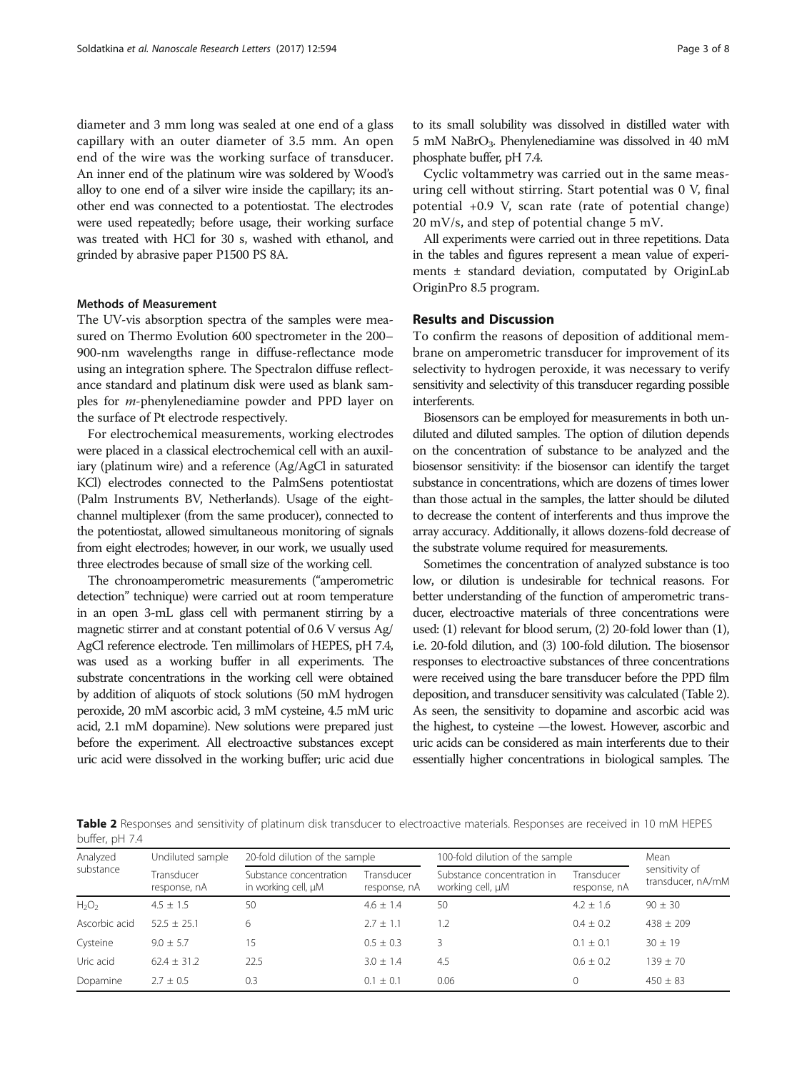diameter and 3 mm long was sealed at one end of a glass capillary with an outer diameter of 3.5 mm. An open end of the wire was the working surface of transducer. An inner end of the platinum wire was soldered by Wood's alloy to one end of a silver wire inside the capillary; its another end was connected to a potentiostat. The electrodes were used repeatedly; before usage, their working surface was treated with HCl for 30 s, washed with ethanol, and grinded by abrasive paper P1500 PS 8A.

### Methods of Measurement

The UV-vis absorption spectra of the samples were measured on Thermo Evolution 600 spectrometer in the 200–900-nm wavelengths range in diffuse-reflectance mode using an integration sphere. The Spectralon diffuse reflectance standard and platinum disk were used as blank samples for *m*-phenylenediamine powder and PPD layer on the surface of Pt electrode respectively.

For electrochemical measurements, working electrodes were placed in a classical electrochemical cell with an auxiliary (platinum wire) and a reference (Ag/AgCl in saturated KCl) electrodes connected to the PalmSens potentiostat (Palm Instruments BV, Netherlands). Usage of the eight-channel multiplexer (from the same producer), connected to the potentiostat, allowed simultaneous monitoring of signals from eight electrodes; however, in our work, we usually used three electrodes because of small size of the working cell.

The chronoamperometric measurements ("amperometric detection" technique) were carried out at room temperature in an open 3-mL glass cell with permanent stirring by a magnetic stirrer and at constant potential of 0.6 V versus Ag/AgCl reference electrode. Ten millimolars of HEPES, pH 7.4, was used as a working buffer in all experiments. The substrate concentrations in the working cell were obtained by addition of aliquots of stock solutions (50 mM hydrogen peroxide, 20 mM ascorbic acid, 3 mM cysteine, 4.5 mM uric acid, 2.1 mM dopamine). New solutions were prepared just before the experiment. All electroactive substances except uric acid were dissolved in the working buffer; uric acid due to its small solubility was dissolved in distilled water with 5 mM $NaBrO_3$. Phenylenediamine was dissolved in 40 mM phosphate buffer, pH 7.4.

Cyclic voltammetry was carried out in the same measuring cell without stirring. Start potential was 0 V, final potential +0.9 V, scan rate (rate of potential change) 20 mV/s, and step of potential change 5 mV.

All experiments were carried out in three repetitions. Data in the tables and figures represent a mean value of experiments ± standard deviation, computated by OriginLab OriginPro 8.5 program.

## Results and Discussion

To confirm the reasons of deposition of additional membrane on amperometric transducer for improvement of its selectivity to hydrogen peroxide, it was necessary to verify sensitivity and selectivity of this transducer regarding possible interferents.

Biosensors can be employed for measurements in both undiluted and diluted samples. The option of dilution depends on the concentration of substance to be analyzed and the biosensor sensitivity: if the biosensor can identify the target substance in concentrations, which are dozens of times lower than those actual in the samples, the latter should be diluted to decrease the content of interferents and thus improve the array accuracy. Additionally, it allows dozens-fold decrease of the substrate volume required for measurements.

Sometimes the concentration of analyzed substance is too low, or dilution is undesirable for technical reasons. For better understanding of the function of amperometric transducer, electroactive materials of three concentrations were used: (1) relevant for blood serum, (2) 20-fold lower than (1), i.e. 20-fold dilution, and (3) 100-fold dilution. The biosensor responses to electroactive substances of three concentrations were received using the bare transducer before the PPD film deposition, and transducer sensitivity was calculated (Table 2). As seen, the sensitivity to dopamine and ascorbic acid was the highest, to cysteine —the lowest. However, ascorbic and uric acids can be considered as main interferents due to their essentially higher concentrations in biological samples. The

**Table 2** Responses and sensitivity of platinum disk transducer to electroactive materials. Responses are received in 10 mM HEPES buffer, pH 7.4

| Analyzed substance | Undiluted sample | 20-fold dilution of the sample | | 100-fold dilution of the sample | | Mean sensitivity of transducer, nA/mM |
|---|---|---|---|---|---|---|
| | Transducer response, nA | Substance concentration in working cell, μM | Transducer response, nA | Substance concentration in working cell, μM | Transducer response, nA | |
| $H_2O_2$ | 4.5 ± 1.5 | 50 | 4.6 ± 1.4 | 50 | 4.2 ± 1.6 | 90 ± 30 |
| Ascorbic acid | 52.5 ± 25.1 | 6 | 2.7 ± 1.1 | 1.2 | 0.4 ± 0.2 | 438 ± 209 |
| Cysteine | 9.0 ± 5.7 | 15 | 0.5 ± 0.3 | 3 | 0.1 ± 0.1 | 30 ± 19 |
| Uric acid | 62.4 ± 31.2 | 22.5 | 3.0 ± 1.4 | 4.5 | 0.6 ± 0.2 | 139 ± 70 |
| Dopamine | 2.7 ± 0.5 | 0.3 | 0.1 ± 0.1 | 0.06 | 0 | 450 ± 83 |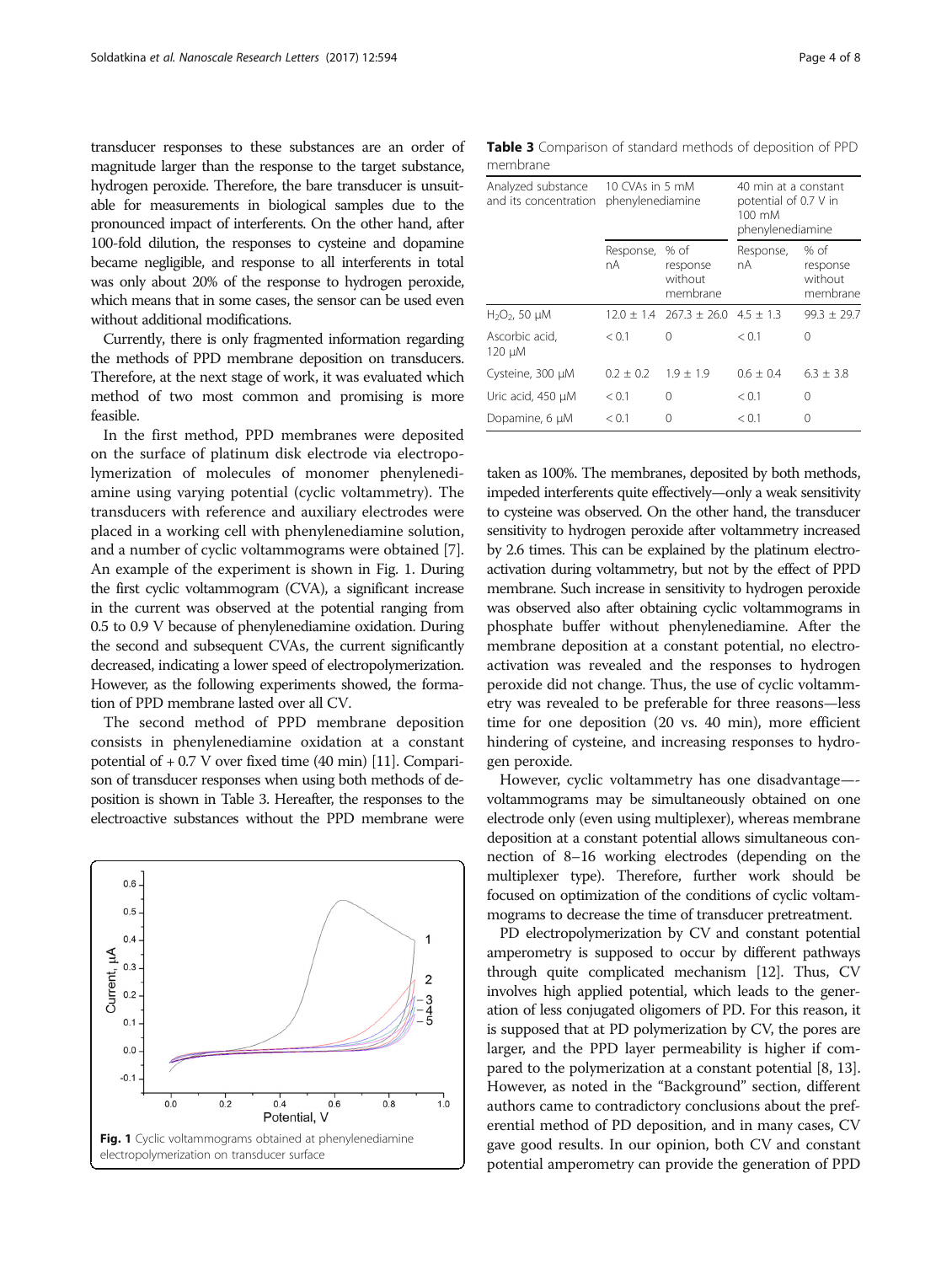transducer responses to these substances are an order of magnitude larger than the response to the target substance, hydrogen peroxide. Therefore, the bare transducer is unsuitable for measurements in biological samples due to the pronounced impact of interferents. On the other hand, after 100-fold dilution, the responses to cysteine and dopamine became negligible, and response to all interferents in total was only about 20% of the response to hydrogen peroxide, which means that in some cases, the sensor can be used even without additional modifications.

Currently, there is only fragmented information regarding the methods of PPD membrane deposition on transducers. Therefore, at the next stage of work, it was evaluated which method of two most common and promising is more feasible.

In the first method, PPD membranes were deposited on the surface of platinum disk electrode via electropolymerization of molecules of monomer phenylenediamine using varying potential (cyclic voltammetry). The transducers with reference and auxiliary electrodes were placed in a working cell with phenylenediamine solution, and a number of cyclic voltammograms were obtained [7]. An example of the experiment is shown in Fig. 1. During the first cyclic voltammogram (CVA), a significant increase in the current was observed at the potential ranging from 0.5 to 0.9 V because of phenylenediamine oxidation. During the second and subsequent CVAs, the current significantly decreased, indicating a lower speed of electropolymerization. However, as the following experiments showed, the formation of PPD membrane lasted over all CV.

The second method of PPD membrane deposition consists in phenylenediamine oxidation at a constant potential of + 0.7 V over fixed time (40 min) [11]. Comparison of transducer responses when using both methods of deposition is shown in Table 3. Hereafter, the responses to the electroactive substances without the PPD membrane were

0.6
0.5
0.4
0.3
0.2
0.1
0.0
-0.1
Current, μA
0.0
0.2
0.4
0.6
0.8
1.0
Potential, V
1
2
3
4
5

Fig. 1 Cyclic voltammograms obtained at phenylenediamine electropolymerization on transducer surface

**Table 3** Comparison of standard methods of deposition of PPD membrane

| Analyzed substance and its concentration | 10 CVAs in 5 mM phenylenediamine | | 40 min at a constant potential of 0.7 V in 100 mM phenylenediamine | |
|---|---|---|---|---|
| | Response, nA | % of response without membrane | Response, nA | % of response without membrane |
| $H_2O_2$, 50 μM | 12.0 ± 1.4 | 267.3 ± 26.0 | 4.5 ± 1.3 | 99.3 ± 29.7 |
| Ascorbic acid, 120 μM | < 0.1 | 0 | < 0.1 | 0 |
| Cysteine, 300 μM | 0.2 ± 0.2 | 1.9 ± 1.9 | 0.6 ± 0.4 | 6.3 ± 3.8 |
| Uric acid, 450 μM | < 0.1 | 0 | < 0.1 | 0 |
| Dopamine, 6 μM | < 0.1 | 0 | < 0.1 | 0 |

taken as 100%. The membranes, deposited by both methods, impeded interferents quite effectively—only a weak sensitivity to cysteine was observed. On the other hand, the transducer sensitivity to hydrogen peroxide after voltammetry increased by 2.6 times. This can be explained by the platinum electroactivation during voltammetry, but not by the effect of PPD membrane. Such increase in sensitivity to hydrogen peroxide was observed also after obtaining cyclic voltammograms in phosphate buffer without phenylenediamine. After the membrane deposition at a constant potential, no electroactivation was revealed and the responses to hydrogen peroxide did not change. Thus, the use of cyclic voltammetry was revealed to be preferable for three reasons—less time for one deposition (20 vs. 40 min), more efficient hindering of cysteine, and increasing responses to hydrogen peroxide.

However, cyclic voltammetry has one disadvantage—voltammograms may be simultaneously obtained on one electrode only (even using multiplexer), whereas membrane deposition at a constant potential allows simultaneous connection of 8–16 working electrodes (depending on the multiplexer type). Therefore, further work should be focused on optimization of the conditions of cyclic voltammograms to decrease the time of transducer pretreatment.

PD electropolymerization by CV and constant potential amperometry is supposed to occur by different pathways through quite complicated mechanism [12]. Thus, CV involves high applied potential, which leads to the generation of less conjugated oligomers of PD. For this reason, it is supposed that at PD polymerization by CV, the pores are larger, and the PPD layer permeability is higher if compared to the polymerization at a constant potential [8, 13]. However, as noted in the "Background" section, different authors came to contradictory conclusions about the preferential method of PD deposition, and in many cases, CV gave good results. In our opinion, both CV and constant potential amperometry can provide the generation of PPD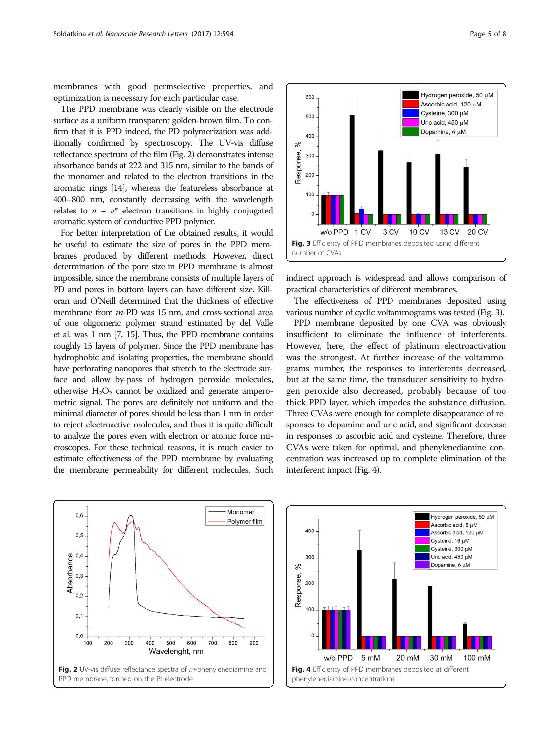membranes with good permselective properties, and optimization is necessary for each particular case.

The PPD membrane was clearly visible on the electrode surface as a uniform transparent golden-brown film. To confirm that it is PPD indeed, the PD polymerization was additionally confirmed by spectroscopy. The UV-vis diffuse reflectance spectrum of the film (Fig. 2) demonstrates intense absorbance bands at 222 and 315 nm, similar to the bands of the monomer and related to the electron transitions in the aromatic rings [14], whereas the featureless absorbance at 400–800 nm, constantly decreasing with the wavelength relates to $\pi - \pi^*$ electron transitions in highly conjugated aromatic system of conductive PPD polymer.

For better interpretation of the obtained results, it would be useful to estimate the size of pores in the PPD membranes produced by different methods. However, direct determination of the pore size in PPD membrane is almost impossible, since the membrane consists of multiple layers of PD and pores in bottom layers can have different size. Killoran and O'Neill determined that the thickness of effective membrane from *m*-PD was 15 nm, and cross-sectional area of one oligomeric polymer strand estimated by del Valle et al. was 1 nm [7, 15]. Thus, the PPD membrane contains roughly 15 layers of polymer. Since the PPD membrane has hydrophobic and isolating properties, the membrane should have perforating nanopores that stretch to the electrode surface and allow by-pass of hydrogen peroxide molecules, otherwise $H_2O_2$ cannot be oxidized and generate amperometric signal. The pores are definitely not uniform and the minimal diameter of pores should be less than 1 nm in order to reject electroactive molecules, and thus it is quite difficult to analyze the pores even with electron or atomic force microscopes. For these technical reasons, it is much easier to estimate effectiveness of the PPD membrane by evaluating the membrane permeability for different molecules. Such indirect approach is widespread and allows comparison of practical characteristics of different membranes.

Hydrogen peroxide, 50 μM
Ascorbic acid, 120 μM
Cysteine, 300 μM
Uric acid, 450 μM
Dopamine, 6 μM
Response, %
w/o PPD 1 CV 3 CV 10 CV 13 CV 20 CV

**Fig. 3** Efficiency of PPD membranes deposited using different number of CVAs

The effectiveness of PPD membranes deposited using various number of cyclic voltammograms was tested (Fig. 3).

PPD membrane deposited by one CVA was obviously insufficient to eliminate the influence of interferents. However, here, the effect of platinum electroactivation was the strongest. At further increase of the voltammograms number, the responses to interferents decreased, but at the same time, the transducer sensitivity to hydrogen peroxide also decreased, probably because of too thick PPD layer, which impedes the substance diffusion. Three CVAs were enough for complete disappearance of responses to dopamine and uric acid, and significant decrease in responses to ascorbic acid and cysteine. Therefore, three CVAs were taken for optimal, and phenylenediamine concentration was increased up to complete elimination of the interferent impact (Fig. 4).

Monomer
Polymer film
Absorbance
Wavelenght, nm

**Fig. 2** UV-vis diffuse reflectance spectra of *m*-phenylenediamine and PPD membrane, formed on the Pt electrode

Hydrogen peroxide, 50 μM
Ascorbic acid, 6 μM
Ascorbic acid, 120 μM
Cysteine, 16 μM
Cysteine, 300 μM
Uric acid, 450 μM
Dopamine, 6 μM
Response, %
w/o PPD 5 mM 20 mM 30 mM 100 mM

**Fig. 4** Efficiency of PPD membranes deposited at different phenylenediamine concentrations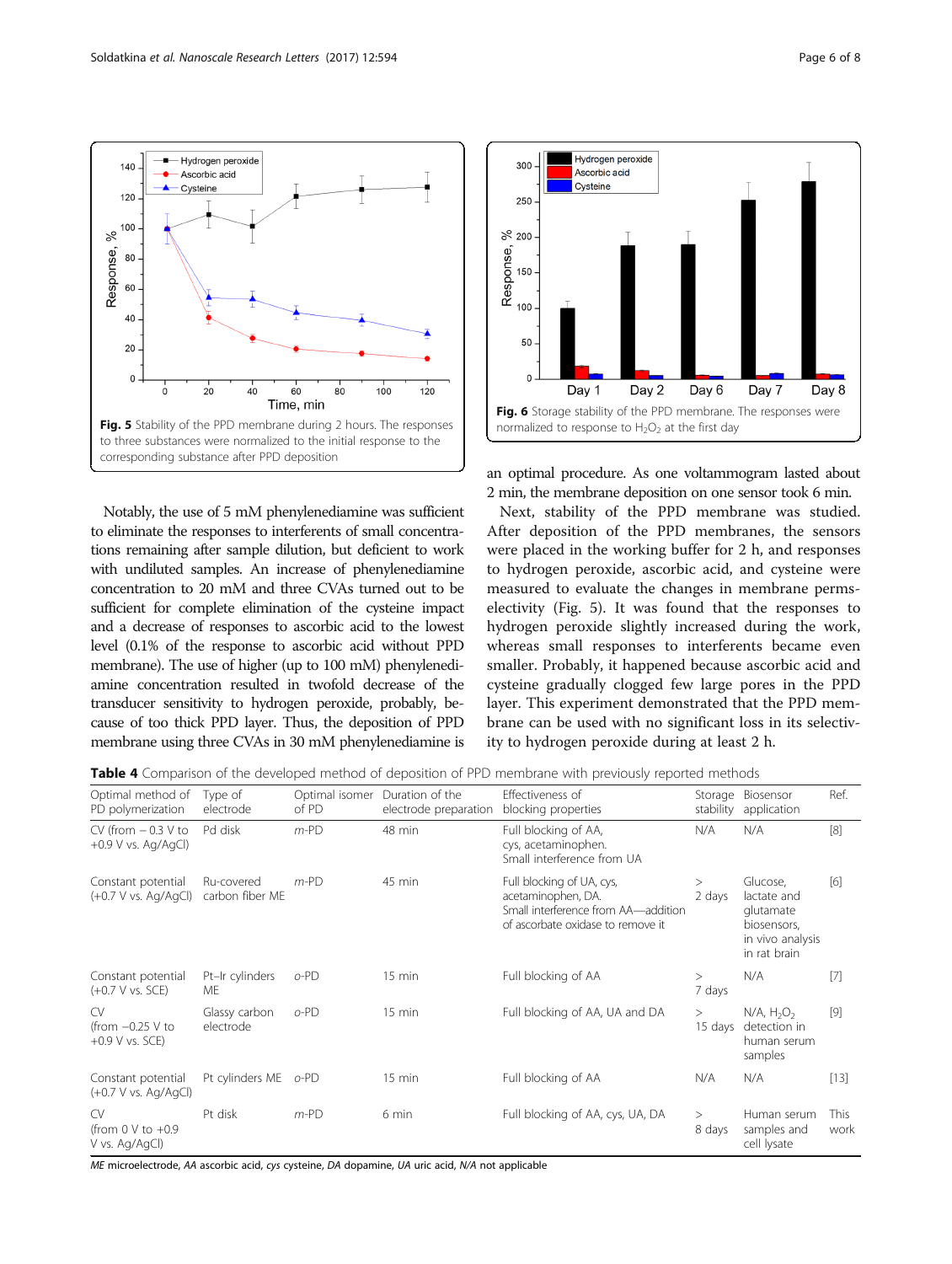Hydrogen peroxide
Ascorbic acid
Cysteine

Response, %

140
120
100
80
60
40
20
0

0 20 40 60 80 100 120

Time, min

**Fig. 5** Stability of the PPD membrane during 2 hours. The responses to three substances were normalized to the initial response to the corresponding substance after PPD deposition

Hydrogen peroxide
Ascorbic acid
Cysteine

Response, %

300
250
200
150
100
50
0

Day 1 Day 2 Day 6 Day 7 Day 8

**Fig. 6** Storage stability of the PPD membrane. The responses were normalized to response to $H_2O_2$ at the first day

Notably, the use of 5 mM phenylenediamine was sufficient to eliminate the responses to interferents of small concentrations remaining after sample dilution, but deficient to work with undiluted samples. An increase of phenylenediamine concentration to 20 mM and three CVAs turned out to be sufficient for complete elimination of the cysteine impact and a decrease of responses to ascorbic acid to the lowest level (0.1% of the response to ascorbic acid without PPD membrane). The use of higher (up to 100 mM) phenylenediamine concentration resulted in twofold decrease of the transducer sensitivity to hydrogen peroxide, probably, because of too thick PPD layer. Thus, the deposition of PPD membrane using three CVAs in 30 mM phenylenediamine is an optimal procedure. As one voltammogram lasted about 2 min, the membrane deposition on one sensor took 6 min.

Next, stability of the PPD membrane was studied. After deposition of the PPD membranes, the sensors were placed in the working buffer for 2 h, and responses to hydrogen peroxide, ascorbic acid, and cysteine were measured to evaluate the changes in membrane permselectivity (Fig. 5). It was found that the responses to hydrogen peroxide slightly increased during the work, whereas small responses to interferents became even smaller. Probably, it happened because ascorbic acid and cysteine gradually clogged few large pores in the PPD layer. This experiment demonstrated that the PPD membrane can be used with no significant loss in its selectivity to hydrogen peroxide during at least 2 h.

**Table 4** Comparison of the developed method of deposition of PPD membrane with previously reported methods

| Optimal method of PD polymerization | Type of electrode | Optimal isomer of PD | Duration of the electrode preparation | Effectiveness of blocking properties | Storage stability | Biosensor application | Ref. |
|---|---|---|---|---|---|---|---|
| CV (from − 0.3 V to +0.9 V vs. Ag/AgCl) | Pd disk | *m*-PD | 48 min | Full blocking of AA, cys, acetaminophen. Small interference from UA | N/A | N/A | [8] |
| Constant potential (+0.7 V vs. Ag/AgCl) | Ru-covered carbon fiber ME | *m*-PD | 45 min | Full blocking of UA, cys, acetaminophen, DA. Small interference from AA—addition of ascorbate oxidase to remove it | > 2 days | Glucose, lactate and glutamate biosensors, in vivo analysis in rat brain | [6] |
| Constant potential (+0.7 V vs. SCE) | Pt–Ir cylinders ME | *o*-PD | 15 min | Full blocking of AA | > 7 days | N/A | [7] |
| CV (from −0.25 V to +0.9 V vs. SCE) | Glassy carbon electrode | *o*-PD | 15 min | Full blocking of AA, UA and DA | > 15 days | N/A, $H_2O_2$ detection in human serum samples | [9] |
| Constant potential (+0.7 V vs. Ag/AgCl) | Pt cylinders ME | *o*-PD | 15 min | Full blocking of AA | N/A | N/A | [13] |
| CV (from 0 V to +0.9 V vs. Ag/AgCl) | Pt disk | *m*-PD | 6 min | Full blocking of AA, cys, UA, DA | > 8 days | Human serum samples and cell lysate | This work |

*ME* microelectrode, *AA* ascorbic acid, *cys* cysteine, *DA* dopamine, *UA* uric acid, *N/A* not applicable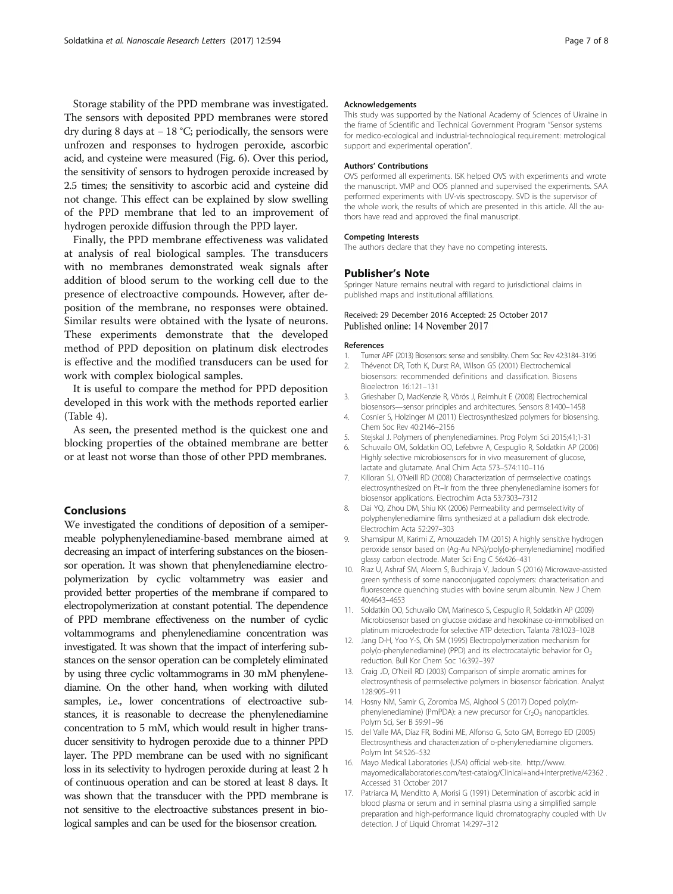Storage stability of the PPD membrane was investigated. The sensors with deposited PPD membranes were stored dry during 8 days at − 18 °C; periodically, the sensors were unfrozen and responses to hydrogen peroxide, ascorbic acid, and cysteine were measured (Fig. 6). Over this period, the sensitivity of sensors to hydrogen peroxide increased by 2.5 times; the sensitivity to ascorbic acid and cysteine did not change. This effect can be explained by slow swelling of the PPD membrane that led to an improvement of hydrogen peroxide diffusion through the PPD layer.

Finally, the PPD membrane effectiveness was validated at analysis of real biological samples. The transducers with no membranes demonstrated weak signals after addition of blood serum to the working cell due to the presence of electroactive compounds. However, after deposition of the membrane, no responses were obtained. Similar results were obtained with the lysate of neurons. These experiments demonstrate that the developed method of PPD deposition on platinum disk electrodes is effective and the modified transducers can be used for work with complex biological samples.

It is useful to compare the method for PPD deposition developed in this work with the methods reported earlier (Table 4).

As seen, the presented method is the quickest one and blocking properties of the obtained membrane are better or at least not worse than those of other PPD membranes.

## Conclusions

We investigated the conditions of deposition of a semipermeable polyphenylenediamine-based membrane aimed at decreasing an impact of interfering substances on the biosensor operation. It was shown that phenylenediamine electropolymerization by cyclic voltammetry was easier and provided better properties of the membrane if compared to electropolymerization at constant potential. The dependence of PPD membrane effectiveness on the number of cyclic voltammograms and phenylenediamine concentration was investigated. It was shown that the impact of interfering substances on the sensor operation can be completely eliminated by using three cyclic voltammograms in 30 mM phenylenediamine. On the other hand, when working with diluted samples, i.e., lower concentrations of electroactive substances, it is reasonable to decrease the phenylenediamine concentration to 5 mM, which would result in higher transducer sensitivity to hydrogen peroxide due to a thinner PPD layer. The PPD membrane can be used with no significant loss in its selectivity to hydrogen peroxide during at least 2 h of continuous operation and can be stored at least 8 days. It was shown that the transducer with the PPD membrane is not sensitive to the electroactive substances present in biological samples and can be used for the biosensor creation.

#### Acknowledgements

This study was supported by the National Academy of Sciences of Ukraine in the frame of Scientific and Technical Government Program "Sensor systems for medico-ecological and industrial-technological requirement: metrological support and experimental operation".

#### Authors' Contributions

OVS performed all experiments. ISK helped OVS with experiments and wrote the manuscript. VMP and OOS planned and supervised the experiments. SAA performed experiments with UV-vis spectroscopy. SVD is the supervisor of the whole work, the results of which are presented in this article. All the authors have read and approved the final manuscript.

#### Competing Interests

The authors declare that they have no competing interests.

### Publisher's Note

Springer Nature remains neutral with regard to jurisdictional claims in published maps and institutional affiliations.

Received: 29 December 2016 Accepted: 25 October 2017
Published online: 14 November 2017

#### References

1. Turner APF (2013) Biosensors: sense and sensibility. Chem Soc Rev 42:3184–3196
2. Thévenot DR, Toth K, Durst RA, Wilson GS (2001) Electrochemical biosensors: recommended definitions and classification. Biosens Bioelectron 16:121–131
3. Grieshaber D, MacKenzie R, Vörös J, Reimhult E (2008) Electrochemical biosensors—sensor principles and architectures. Sensors 8:1400–1458
4. Cosnier S, Holzinger M (2011) Electrosynthesized polymers for biosensing. Chem Soc Rev 40:2146–2156
5. Stejskal J. Polymers of phenylenediamines. Prog Polym Sci 2015;41;1-31
6. Schuvailo OM, Soldatkin OO, Lefebvre A, Cespuglio R, Soldatkin AP (2006) Highly selective microbiosensors for in vivo measurement of glucose, lactate and glutamate. Anal Chim Acta 573–574:110–116
7. Killoran SJ, O'Neill RD (2008) Characterization of permselective coatings electrosynthesized on Pt–Ir from the three phenylenediamine isomers for biosensor applications. Electrochim Acta 53:7303–7312
8. Dai YQ, Zhou DM, Shiu KK (2006) Permeability and permselectivity of polyphenylenediamine films synthesized at a palladium disk electrode. Electrochim Acta 52:297–303
9. Shamsipur M, Karimi Z, Amouzadeh TM (2015) A highly sensitive hydrogen peroxide sensor based on (Ag-Au NPs)/poly[o-phenylenediamine] modified glassy carbon electrode. Mater Sci Eng C 56:426–431
10. Riaz U, Ashraf SM, Aleem S, Budhiraja V, Jadoun S (2016) Microwave-assisted green synthesis of some nanoconjugated copolymers: characterisation and fluorescence quenching studies with bovine serum albumin. New J Chem 40:4643–4653
11. Soldatkin OO, Schuvailo OM, Marinesco S, Cespuglio R, Soldatkin AP (2009) Microbiosensor based on glucose oxidase and hexokinase co-immobilised on platinum microelectrode for selective ATP detection. Talanta 78:1023–1028
12. Jang D-H, Yoo Y-S, Oh SM (1995) Electropolymerization mechanism for poly(o-phenylenediamine) (PPD) and its electrocatalytic behavior for $O_2$ reduction. Bull Kor Chem Soc 16:392–397
13. Craig JD, O'Neill RD (2003) Comparison of simple aromatic amines for electrosynthesis of permselective polymers in biosensor fabrication. Analyst 128:905–911
14. Hosny NM, Samir G, Zoromba MS, Alghool S (2017) Doped poly(m-phenylenediamine) (PmPDA): a new precursor for $Cr_2O_3$ nanoparticles. Polym Sci, Ser B 59:91–96
15. del Valle MA, Díaz FR, Bodini ME, Alfonso G, Soto GM, Borrego ED (2005) Electrosynthesis and characterization of o-phenylenediamine oligomers. Polym Int 54:526–532
16. Mayo Medical Laboratories (USA) official web-site. http://www.mayomedicallaboratories.com/test-catalog/Clinical+and+Interpretive/42362 . Accessed 31 October 2017
17. Patriarca M, Menditto A, Morisi G (1991) Determination of ascorbic acid in blood plasma or serum and in seminal plasma using a simplified sample preparation and high-performance liquid chromatography coupled with Uv detection. J of Liquid Chromat 14:297–312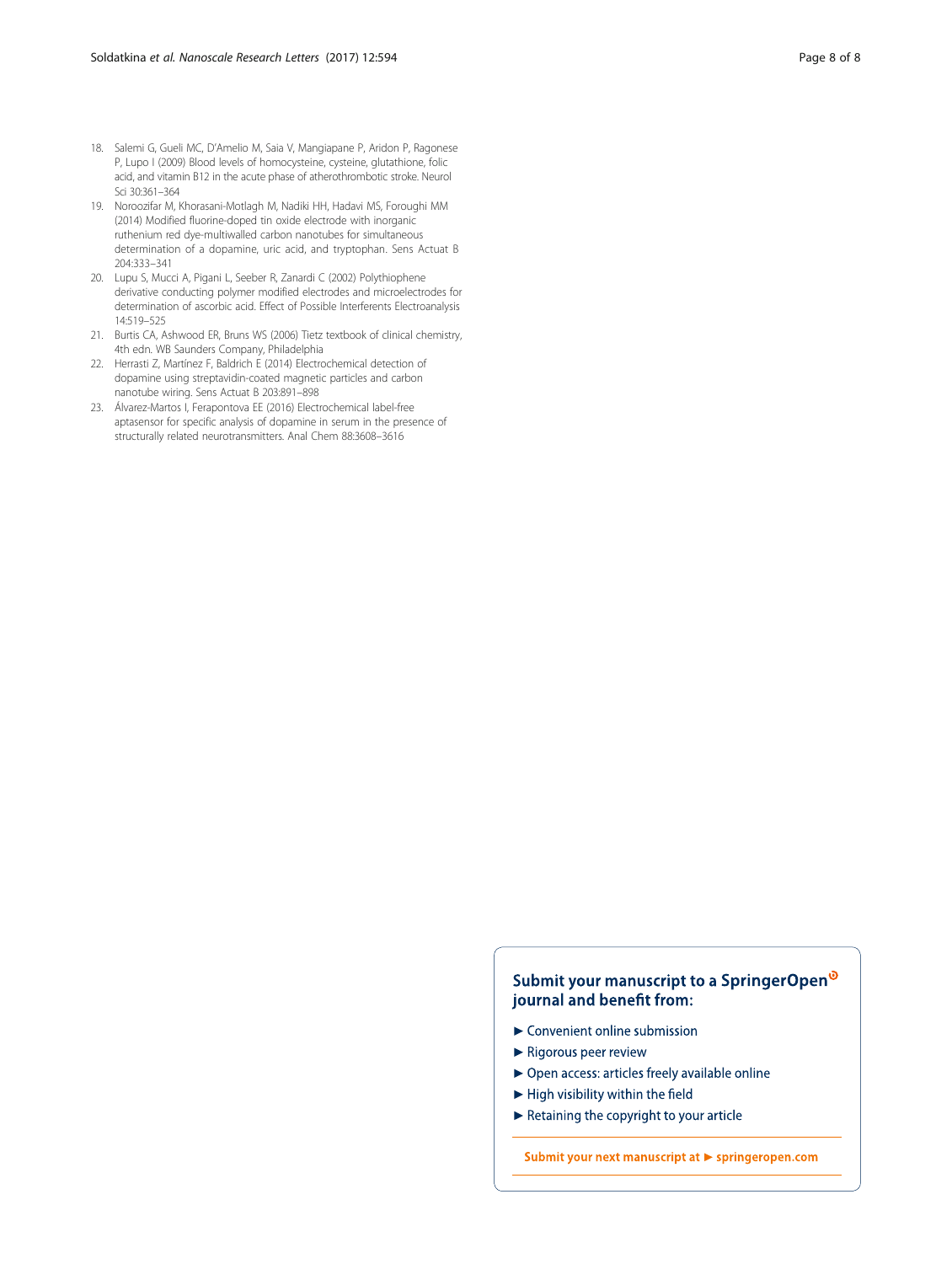18. Salemi G, Gueli MC, D'Amelio M, Saia V, Mangiapane P, Aridon P, Ragonese P, Lupo I (2009) Blood levels of homocysteine, cysteine, glutathione, folic acid, and vitamin B12 in the acute phase of atherothrombotic stroke. Neurol Sci 30:361–364
19. Noroozifar M, Khorasani-Motlagh M, Nadiki HH, Hadavi MS, Foroughi MM (2014) Modified fluorine-doped tin oxide electrode with inorganic ruthenium red dye-multiwalled carbon nanotubes for simultaneous determination of a dopamine, uric acid, and tryptophan. Sens Actuat B 204:333–341
20. Lupu S, Mucci A, Pigani L, Seeber R, Zanardi C (2002) Polythiophene derivative conducting polymer modified electrodes and microelectrodes for determination of ascorbic acid. Effect of Possible Interferents Electroanalysis 14:519–525
21. Burtis CA, Ashwood ER, Bruns WS (2006) Tietz textbook of clinical chemistry, 4th edn. WB Saunders Company, Philadelphia
22. Herrasti Z, Martínez F, Baldrich E (2014) Electrochemical detection of dopamine using streptavidin-coated magnetic particles and carbon nanotube wiring. Sens Actuat B 203:891–898
23. Álvarez-Martos I, Ferapontova EE (2016) Electrochemical label-free aptasensor for specific analysis of dopamine in serum in the presence of structurally related neurotransmitters. Anal Chem 88:3608–3616

**Submit your manuscript to a SpringerOpen journal and benefit from:**

- ► Convenient online submission
- ► Rigorous peer review
- ► Open access: articles freely available online
- ► High visibility within the field
- ► Retaining the copyright to your article

**Submit your next manuscript at ► springeropen.com**